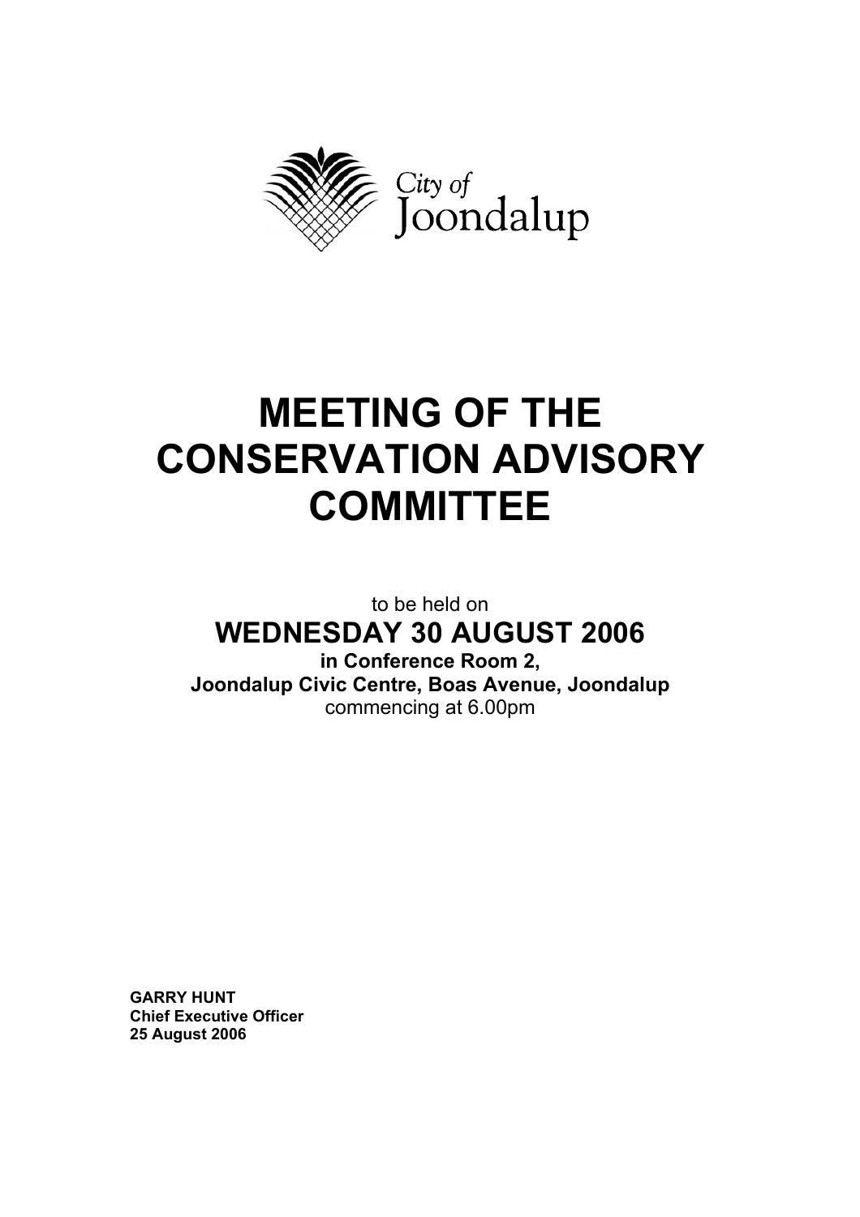City of Joondalup

# MEETING OF THE CONSERVATION ADVISORY COMMITTEE

to be held on

## WEDNESDAY 30 AUGUST 2006

**in Conference Room 2,**
**Joondalup Civic Centre, Boas Avenue, Joondalup**
commencing at 6.00pm

**GARRY HUNT**
**Chief Executive Officer**
**25 August 2006**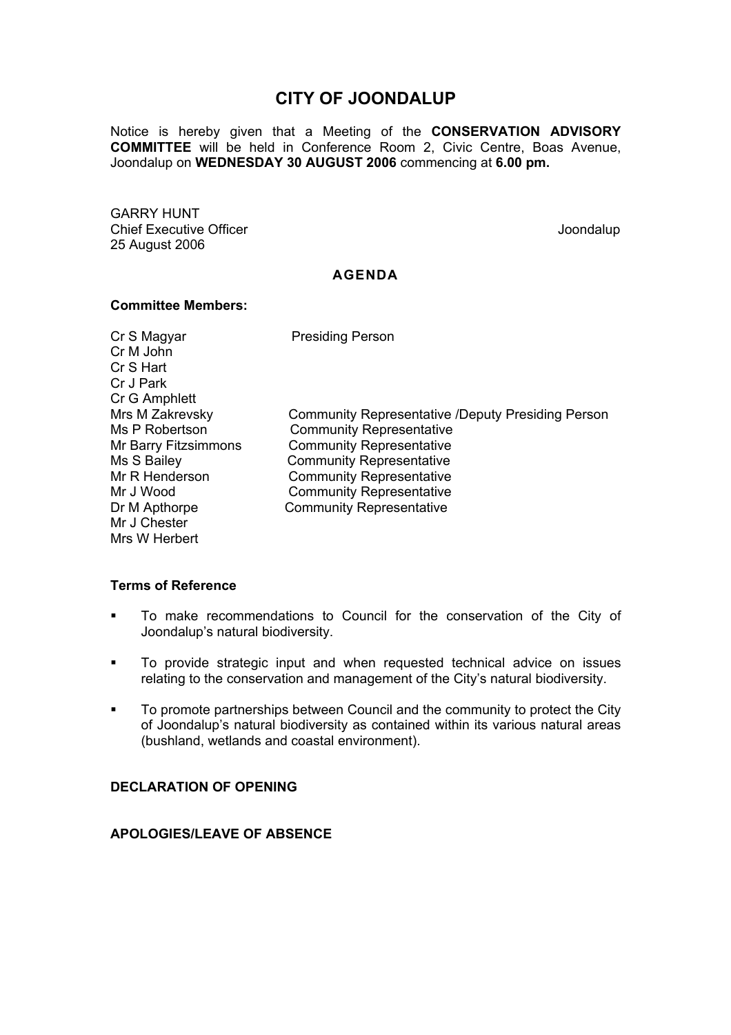# CITY OF JOONDALUP

Notice is hereby given that a Meeting of the **CONSERVATION ADVISORY COMMITTEE** will be held in Conference Room 2, Civic Centre, Boas Avenue, Joondalup on **WEDNESDAY 30 AUGUST 2006** commencing at **6.00 pm.**

GARRY HUNT
Chief Executive Officer
25 August 2006

Joondalup

## AGENDA

### Committee Members:

| | |
|---|---|
| Cr S Magyar | Presiding Person |
| Cr M John | |
| Cr S Hart | |
| Cr J Park | |
| Cr G Amphlett | |
| Mrs M Zakrevsky | Community Representative /Deputy Presiding Person |
| Ms P Robertson | Community Representative |
| Mr Barry Fitzsimmons | Community Representative |
| Ms S Bailey | Community Representative |
| Mr R Henderson | Community Representative |
| Mr J Wood | Community Representative |
| Dr M Apthorpe | Community Representative |
| Mr J Chester | |
| Mrs W Herbert | |

### Terms of Reference

- To make recommendations to Council for the conservation of the City of Joondalup's natural biodiversity.
- To provide strategic input and when requested technical advice on issues relating to the conservation and management of the City's natural biodiversity.
- To promote partnerships between Council and the community to protect the City of Joondalup's natural biodiversity as contained within its various natural areas (bushland, wetlands and coastal environment).

### DECLARATION OF OPENING

### APOLOGIES/LEAVE OF ABSENCE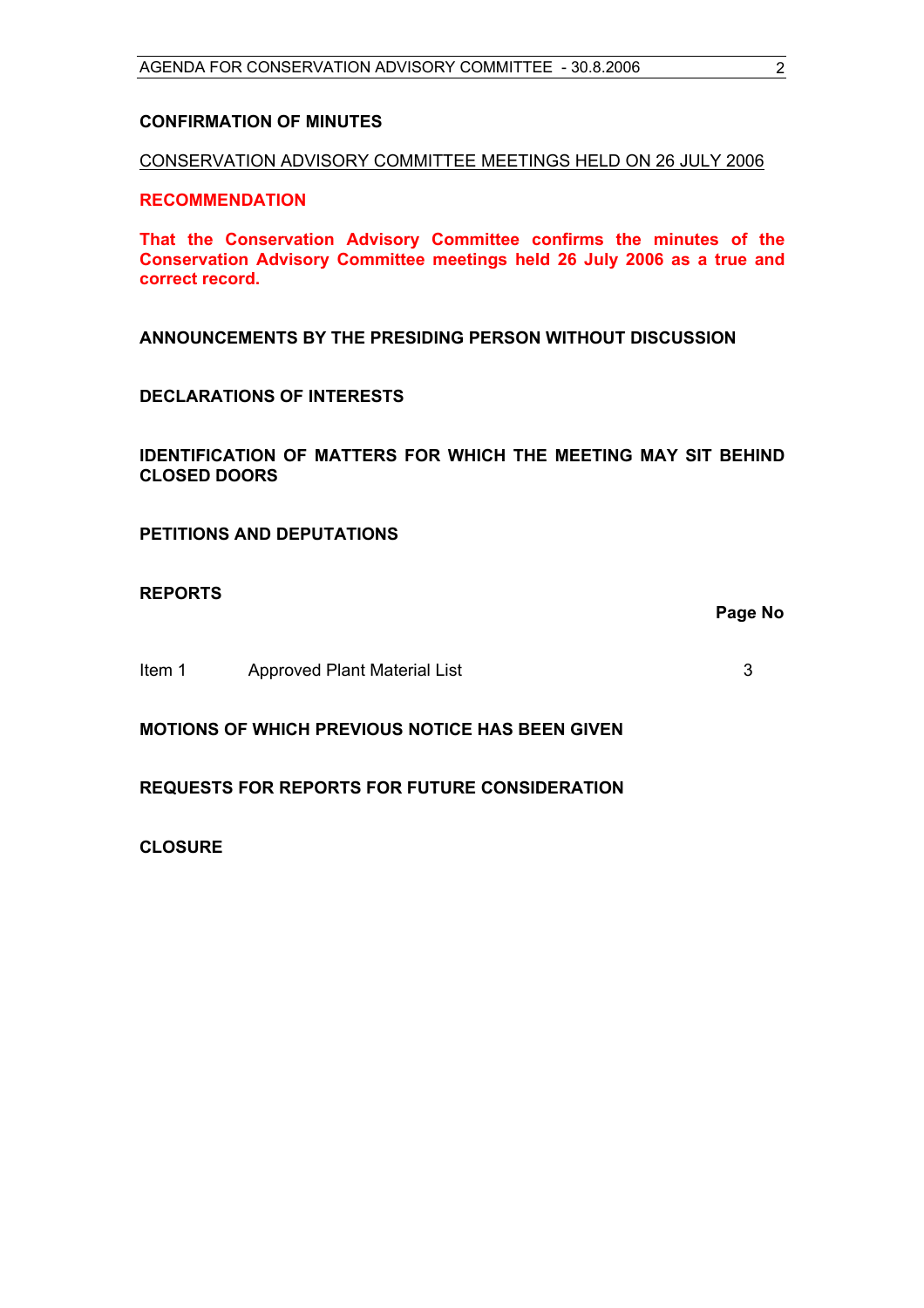**CONFIRMATION OF MINUTES**

CONSERVATION ADVISORY COMMITTEE MEETINGS HELD ON 26 JULY 2006

**RECOMMENDATION**

**That the Conservation Advisory Committee confirms the minutes of the Conservation Advisory Committee meetings held 26 July 2006 as a true and correct record.**

**ANNOUNCEMENTS BY THE PRESIDING PERSON WITHOUT DISCUSSION**

**DECLARATIONS OF INTERESTS**

**IDENTIFICATION OF MATTERS FOR WHICH THE MEETING MAY SIT BEHIND CLOSED DOORS**

**PETITIONS AND DEPUTATIONS**

**REPORTS**

| | | **Page No** |
|---|---|---|
| Item 1 | Approved Plant Material List | 3 |

**MOTIONS OF WHICH PREVIOUS NOTICE HAS BEEN GIVEN**

**REQUESTS FOR REPORTS FOR FUTURE CONSIDERATION**

**CLOSURE**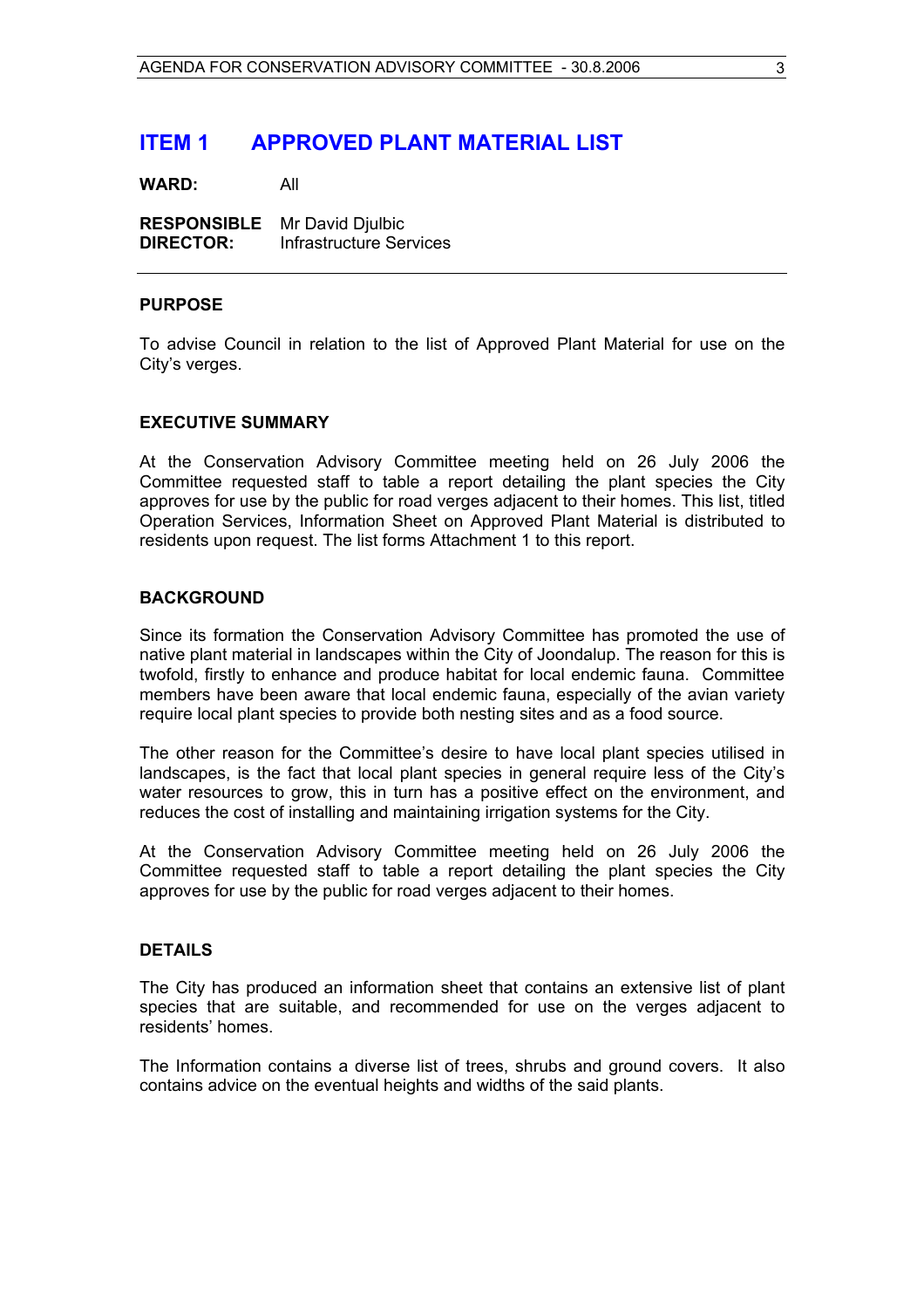# ITEM 1 APPROVED PLANT MATERIAL LIST

**WARD:** All

**RESPONSIBLE DIRECTOR:** Mr David Djulbic
Infrastructure Services

---

**PURPOSE**

To advise Council in relation to the list of Approved Plant Material for use on the City's verges.

**EXECUTIVE SUMMARY**

At the Conservation Advisory Committee meeting held on 26 July 2006 the Committee requested staff to table a report detailing the plant species the City approves for use by the public for road verges adjacent to their homes. This list, titled Operation Services, Information Sheet on Approved Plant Material is distributed to residents upon request. The list forms Attachment 1 to this report.

**BACKGROUND**

Since its formation the Conservation Advisory Committee has promoted the use of native plant material in landscapes within the City of Joondalup. The reason for this is twofold, firstly to enhance and produce habitat for local endemic fauna. Committee members have been aware that local endemic fauna, especially of the avian variety require local plant species to provide both nesting sites and as a food source.

The other reason for the Committee's desire to have local plant species utilised in landscapes, is the fact that local plant species in general require less of the City's water resources to grow, this in turn has a positive effect on the environment, and reduces the cost of installing and maintaining irrigation systems for the City.

At the Conservation Advisory Committee meeting held on 26 July 2006 the Committee requested staff to table a report detailing the plant species the City approves for use by the public for road verges adjacent to their homes.

**DETAILS**

The City has produced an information sheet that contains an extensive list of plant species that are suitable, and recommended for use on the verges adjacent to residents' homes.

The Information contains a diverse list of trees, shrubs and ground covers. It also contains advice on the eventual heights and widths of the said plants.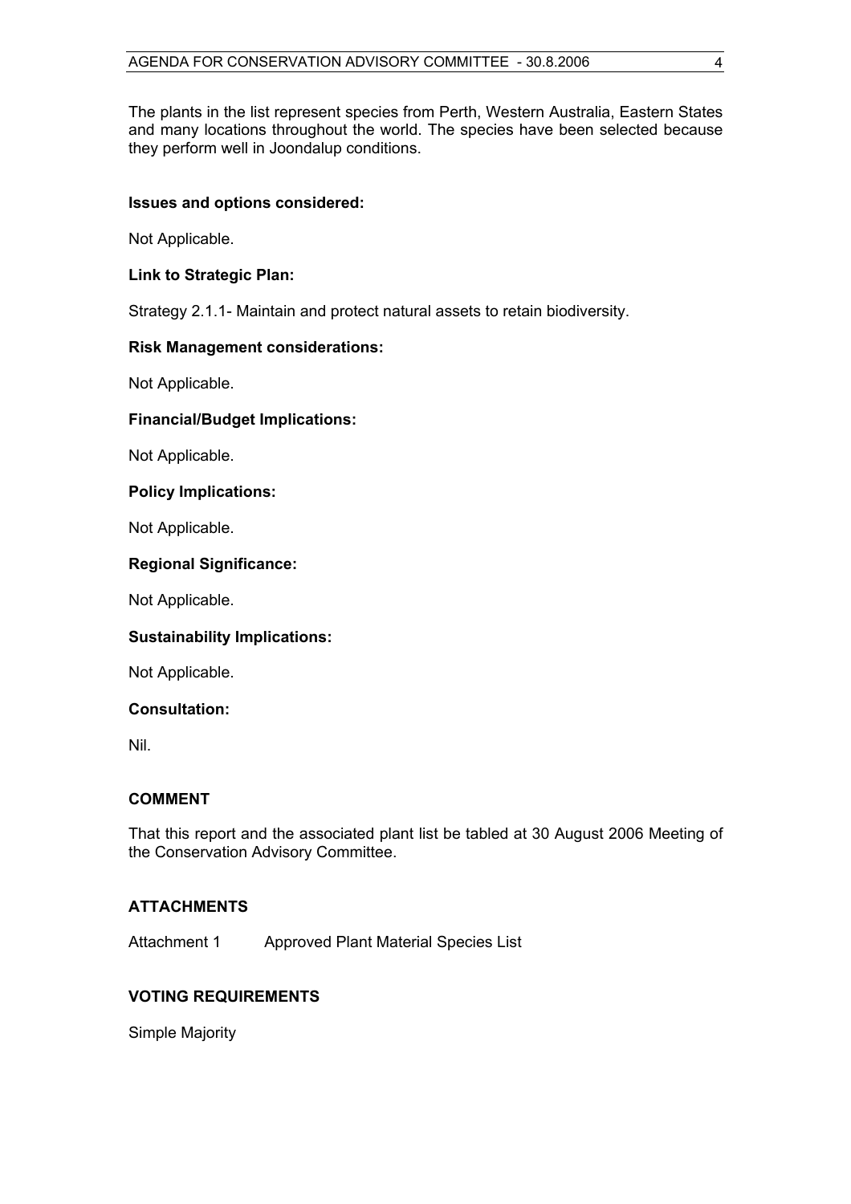The plants in the list represent species from Perth, Western Australia, Eastern States and many locations throughout the world. The species have been selected because they perform well in Joondalup conditions.

**Issues and options considered:**

Not Applicable.

**Link to Strategic Plan:**

Strategy 2.1.1- Maintain and protect natural assets to retain biodiversity.

**Risk Management considerations:**

Not Applicable.

**Financial/Budget Implications:**

Not Applicable.

**Policy Implications:**

Not Applicable.

**Regional Significance:**

Not Applicable.

**Sustainability Implications:**

Not Applicable.

**Consultation:**

Nil.

## COMMENT

That this report and the associated plant list be tabled at 30 August 2006 Meeting of the Conservation Advisory Committee.

## ATTACHMENTS

Attachment 1 Approved Plant Material Species List

## VOTING REQUIREMENTS

Simple Majority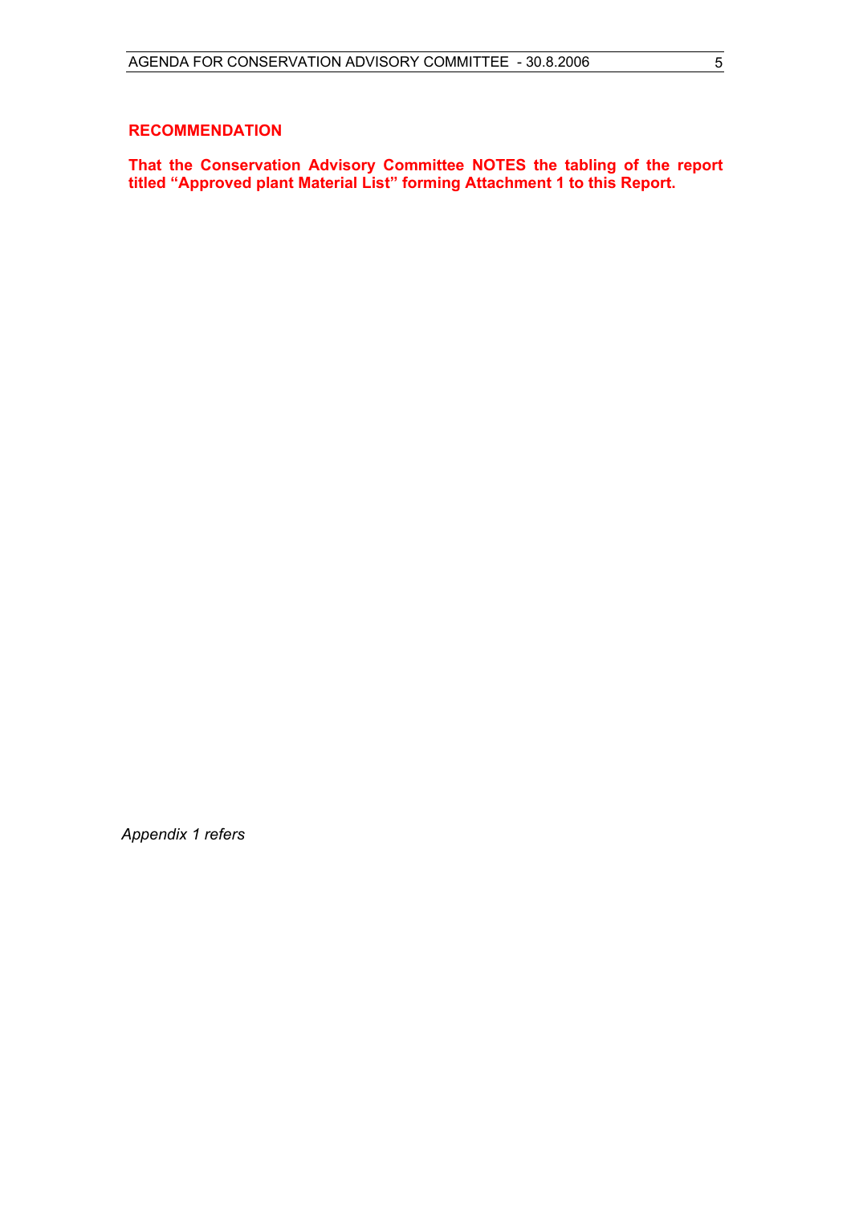**RECOMMENDATION**

**That the Conservation Advisory Committee NOTES the tabling of the report titled "Approved plant Material List" forming Attachment 1 to this Report.**

*Appendix 1 refers*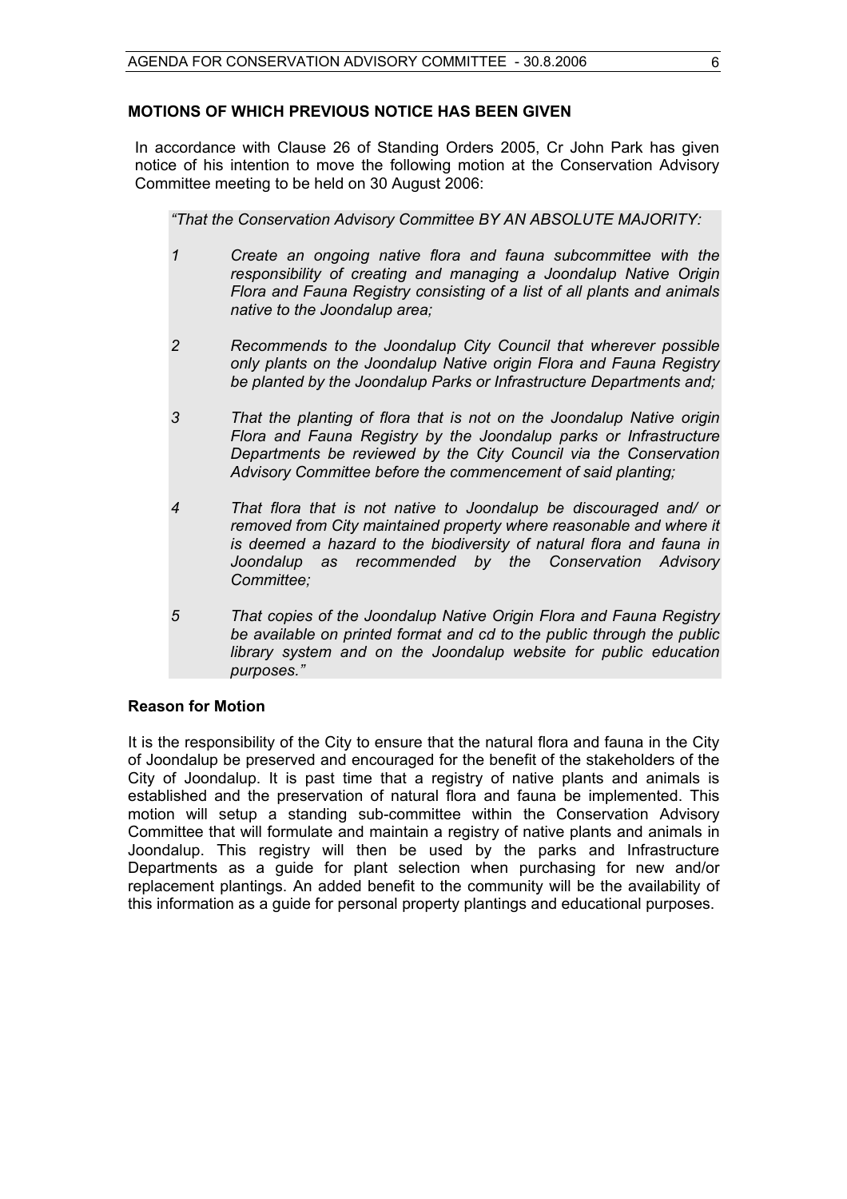## MOTIONS OF WHICH PREVIOUS NOTICE HAS BEEN GIVEN

In accordance with Clause 26 of Standing Orders 2005, Cr John Park has given notice of his intention to move the following motion at the Conservation Advisory Committee meeting to be held on 30 August 2006:

*"That the Conservation Advisory Committee BY AN ABSOLUTE MAJORITY:*

*1 Create an ongoing native flora and fauna subcommittee with the responsibility of creating and managing a Joondalup Native Origin Flora and Fauna Registry consisting of a list of all plants and animals native to the Joondalup area;*

*2 Recommends to the Joondalup City Council that wherever possible only plants on the Joondalup Native origin Flora and Fauna Registry be planted by the Joondalup Parks or Infrastructure Departments and;*

*3 That the planting of flora that is not on the Joondalup Native origin Flora and Fauna Registry by the Joondalup parks or Infrastructure Departments be reviewed by the City Council via the Conservation Advisory Committee before the commencement of said planting;*

*4 That flora that is not native to Joondalup be discouraged and/ or removed from City maintained property where reasonable and where it is deemed a hazard to the biodiversity of natural flora and fauna in Joondalup as recommended by the Conservation Advisory Committee;*

*5 That copies of the Joondalup Native Origin Flora and Fauna Registry be available on printed format and cd to the public through the public library system and on the Joondalup website for public education purposes."*

### Reason for Motion

It is the responsibility of the City to ensure that the natural flora and fauna in the City of Joondalup be preserved and encouraged for the benefit of the stakeholders of the City of Joondalup. It is past time that a registry of native plants and animals is established and the preservation of natural flora and fauna be implemented. This motion will setup a standing sub-committee within the Conservation Advisory Committee that will formulate and maintain a registry of native plants and animals in Joondalup. This registry will then be used by the parks and Infrastructure Departments as a guide for plant selection when purchasing for new and/or replacement plantings. An added benefit to the community will be the availability of this information as a guide for personal property plantings and educational purposes.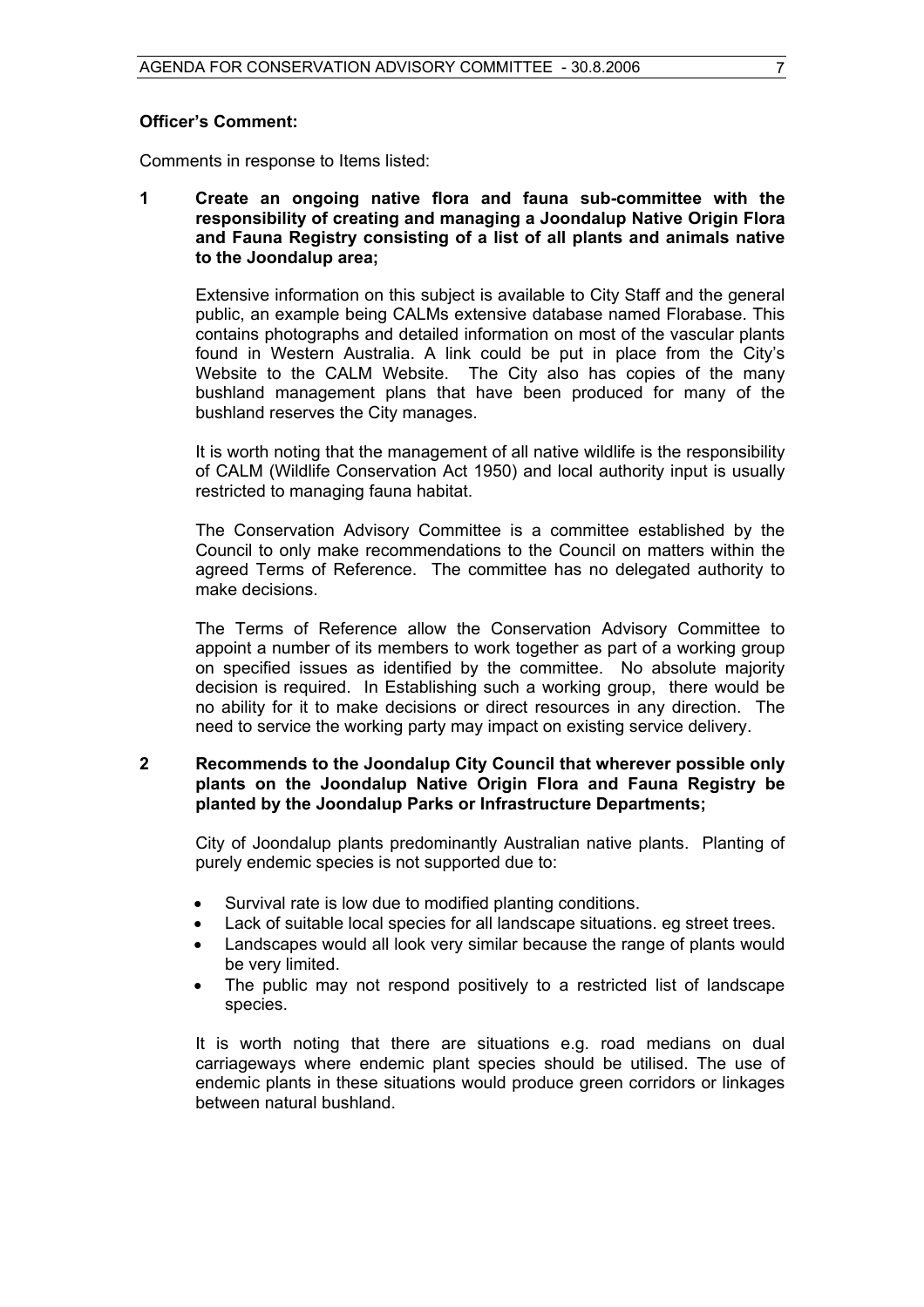**Officer's Comment:**

Comments in response to Items listed:

**1 Create an ongoing native flora and fauna sub-committee with the responsibility of creating and managing a Joondalup Native Origin Flora and Fauna Registry consisting of a list of all plants and animals native to the Joondalup area;**

Extensive information on this subject is available to City Staff and the general public, an example being CALMs extensive database named Florabase. This contains photographs and detailed information on most of the vascular plants found in Western Australia. A link could be put in place from the City's Website to the CALM Website. The City also has copies of the many bushland management plans that have been produced for many of the bushland reserves the City manages.

It is worth noting that the management of all native wildlife is the responsibility of CALM (Wildlife Conservation Act 1950) and local authority input is usually restricted to managing fauna habitat.

The Conservation Advisory Committee is a committee established by the Council to only make recommendations to the Council on matters within the agreed Terms of Reference. The committee has no delegated authority to make decisions.

The Terms of Reference allow the Conservation Advisory Committee to appoint a number of its members to work together as part of a working group on specified issues as identified by the committee. No absolute majority decision is required. In Establishing such a working group, there would be no ability for it to make decisions or direct resources in any direction. The need to service the working party may impact on existing service delivery.

**2 Recommends to the Joondalup City Council that wherever possible only plants on the Joondalup Native Origin Flora and Fauna Registry be planted by the Joondalup Parks or Infrastructure Departments;**

City of Joondalup plants predominantly Australian native plants. Planting of purely endemic species is not supported due to:

- Survival rate is low due to modified planting conditions.
- Lack of suitable local species for all landscape situations. eg street trees.
- Landscapes would all look very similar because the range of plants would be very limited.
- The public may not respond positively to a restricted list of landscape species.

It is worth noting that there are situations e.g. road medians on dual carriageways where endemic plant species should be utilised. The use of endemic plants in these situations would produce green corridors or linkages between natural bushland.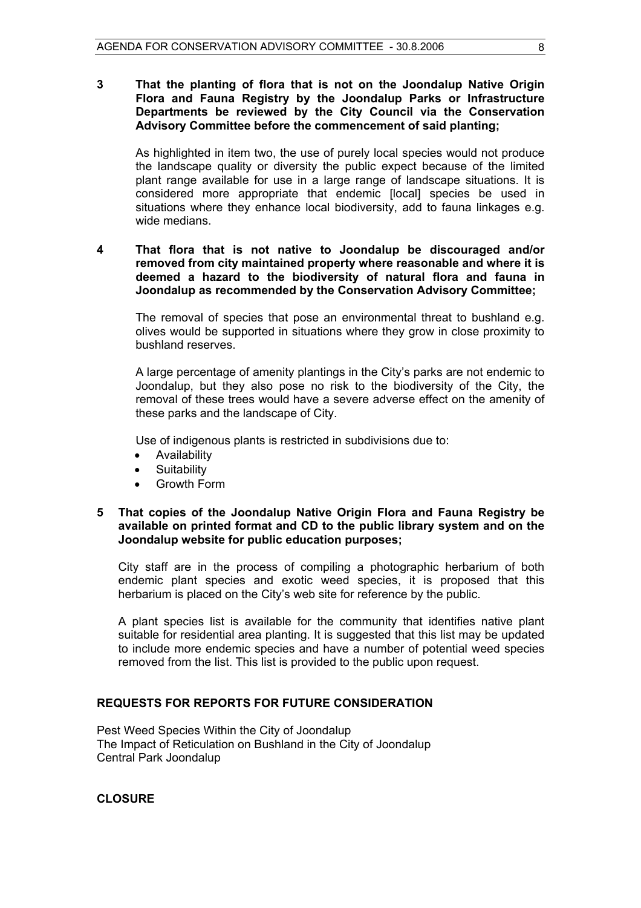**3 That the planting of flora that is not on the Joondalup Native Origin Flora and Fauna Registry by the Joondalup Parks or Infrastructure Departments be reviewed by the City Council via the Conservation Advisory Committee before the commencement of said planting;**

As highlighted in item two, the use of purely local species would not produce the landscape quality or diversity the public expect because of the limited plant range available for use in a large range of landscape situations. It is considered more appropriate that endemic [local] species be used in situations where they enhance local biodiversity, add to fauna linkages e.g. wide medians.

**4 That flora that is not native to Joondalup be discouraged and/or removed from city maintained property where reasonable and where it is deemed a hazard to the biodiversity of natural flora and fauna in Joondalup as recommended by the Conservation Advisory Committee;**

The removal of species that pose an environmental threat to bushland e.g. olives would be supported in situations where they grow in close proximity to bushland reserves.

A large percentage of amenity plantings in the City's parks are not endemic to Joondalup, but they also pose no risk to the biodiversity of the City, the removal of these trees would have a severe adverse effect on the amenity of these parks and the landscape of City.

Use of indigenous plants is restricted in subdivisions due to:

- Availability
- Suitability
- Growth Form

**5 That copies of the Joondalup Native Origin Flora and Fauna Registry be available on printed format and CD to the public library system and on the Joondalup website for public education purposes;**

City staff are in the process of compiling a photographic herbarium of both endemic plant species and exotic weed species, it is proposed that this herbarium is placed on the City's web site for reference by the public.

A plant species list is available for the community that identifies native plant suitable for residential area planting. It is suggested that this list may be updated to include more endemic species and have a number of potential weed species removed from the list. This list is provided to the public upon request.

## REQUESTS FOR REPORTS FOR FUTURE CONSIDERATION

Pest Weed Species Within the City of Joondalup
The Impact of Reticulation on Bushland in the City of Joondalup
Central Park Joondalup

## CLOSURE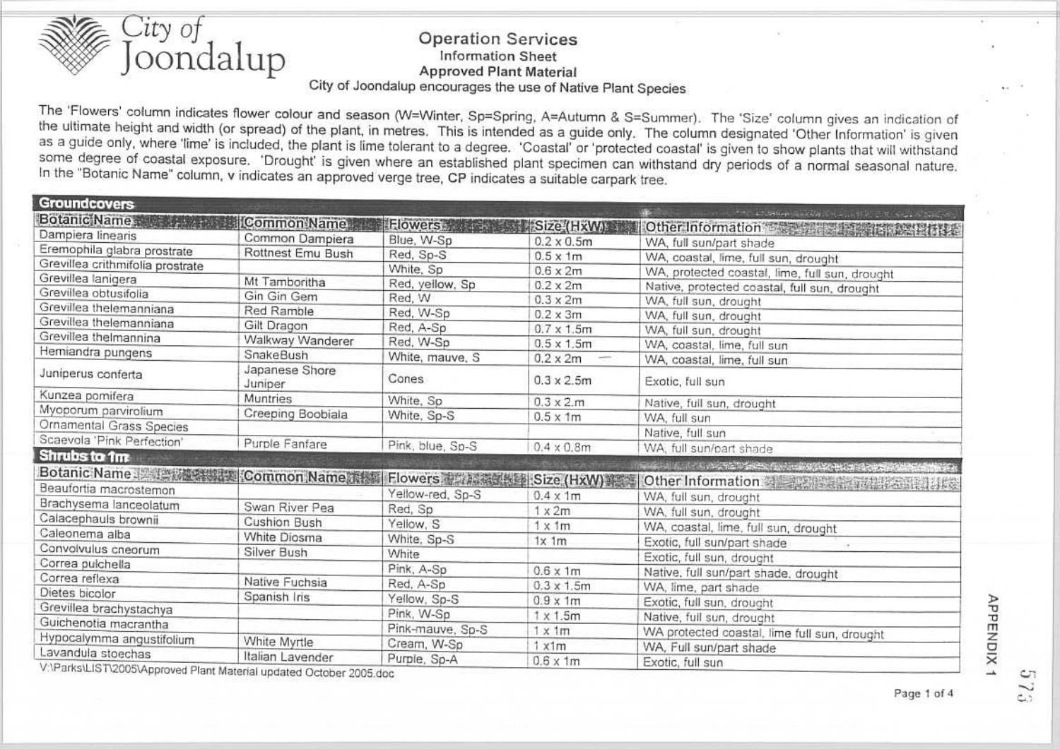City of Joondalup

## Operation Services
### Information Sheet
### Approved Plant Material
City of Joondalup encourages the use of Native Plant Species

The 'Flowers' column indicates flower colour and season (W=Winter, Sp=Spring, A=Autumn & S=Summer). The 'Size' column gives an indication of the ultimate height and width (or spread) of the plant, in metres. This is intended as a guide only. The column designated 'Other Information' is given as a guide only, where 'lime' is included, the plant is lime tolerant to a degree. 'Coastal' or 'protected coastal' is given to show plants that will withstand some degree of coastal exposure. 'Drought' is given where an established plant specimen can withstand dry periods of a normal seasonal nature. In the "Botanic Name" column, v indicates an approved verge tree, CP indicates a suitable carpark tree.

**Groundcovers**

| Botanic Name | Common Name | Flowers | Size (HxW) | Other Information |
|---|---|---|---|---|
| Dampiera linearis | Common Dampiera | Blue, W-Sp | 0.2 x 0.5m | WA, full sun/part shade |
| Eremophila glabra prostrate | Rottnest Emu Bush | Red, Sp-S | 0.5 x 1m | WA, coastal, lime, full sun, drought |
| Grevillea crithmifolia prostrate | | White, Sp | 0.6 x 2m | WA, protected coastal, lime, full sun, drought |
| Grevillea lanigera | Mt Tamboritha | Red, yellow, Sp | 0.2 x 2m | Native, protected coastal, full sun, drought |
| Grevillea obtusifolia | Gin Gin Gem | Red, W | 0.3 x 2m | WA, full sun, drought |
| Grevillea thelemanniana | Red Ramble | Red, W-Sp | 0.2 x 3m | WA, full sun, drought |
| Grevillea thelemanniana | Gilt Dragon | Red, A-Sp | 0.7 x 1.5m | WA, full sun, drought |
| Grevillea thelmannina | Walkway Wanderer | Red, W-Sp | 0.5 x 1.5m | WA, coastal, lime, full sun |
| Hemiandra pungens | SnakeBush | White, mauve, S | 0.2 x 2m | WA, coastal, lime, full sun |
| Juniperus conferta | Japanese Shore Juniper | Cones | 0.3 x 2.5m | Exotic, full sun |
| Kunzea pomifera | Muntries | White, Sp | 0.3 x 2.m | Native, full sun, drought |
| Myoporum parvirolium | Creeping Boobiala | White, Sp-S | 0.5 x 1m | WA, full sun |
| Ornamental Grass Species | | | | Native, full sun |
| Scaevola 'Pink Perfection' | Purple Fanfare | Pink, blue, Sp-S | 0.4 x 0.8m | WA, full sun/part shade |

**Shrubs to 1m**

| Botanic Name | Common Name | Flowers | Size (HxW) | Other Information |
|---|---|---|---|---|
| Beaufortia macrostemon | | Yellow-red, Sp-S | 0.4 x 1m | WA, full sun, drought |
| Brachysema lanceolatum | Swan River Pea | Red, Sp | 1 x 2m | WA, full sun, drought |
| Calacephauls brownii | Cushion Bush | Yellow, S | 1 x 1m | WA, coastal, lime, full sun, drought |
| Caleonema alba | White Diosma | White, Sp-S | 1x 1m | Exotic, full sun/part shade |
| Convolvulus cneorum | Silver Bush | White | | Exotic, full sun, drought |
| Correa pulchella | | Pink, A-Sp | 0.6 x 1m | Native, full sun/part shade, drought |
| Correa reflexa | Native Fuchsia | Red, A-Sp | 0.3 x 1.5m | WA, lime, part shade |
| Dietes bicolor | Spanish Iris | Yellow, Sp-S | 0.9 x 1m | Exotic, full sun, drought |
| Grevillea brachystachya | | Pink, W-Sp | 1 x 1.5m | Native, full sun, drought |
| Guichenotia macrantha | | Pink-mauve, Sp-S | 1 x 1m | WA protected coastal, lime full sun, drought |
| Hypocalymma angustifolium | White Myrtle | Cream, W-Sp | 1 x1m | WA, Full sun/part shade |
| Lavandula stoechas | Italian Lavender | Purple, Sp-A | 0.6 x 1m | Exotic, full sun |

V:\Parks\LIST\2005\Approved Plant Material updated October 2005.doc

APPENDIX 1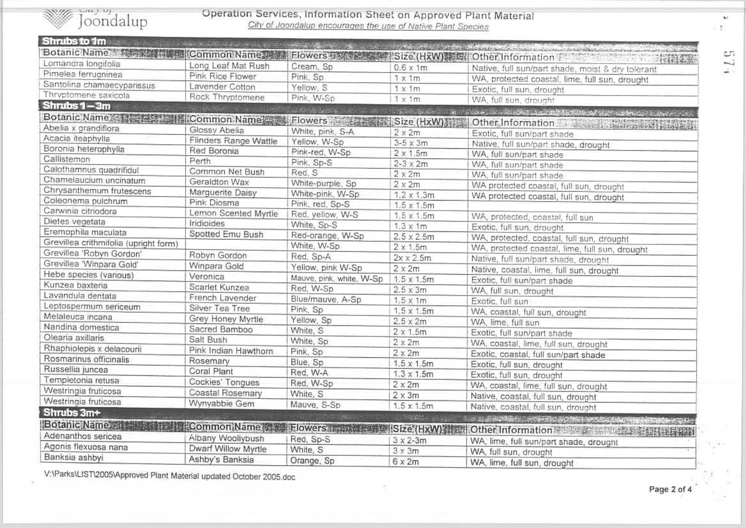Operation Services, Information Sheet on Approved Plant Material

*City of Joondalup encourages the use of Native Plant Species*

## Shrubs to 1m

| Botanic Name | Common Name | Flowers | Size (HxW) | Other Information |
|---|---|---|---|---|
| Lomandra longifolia | Long Leaf Mat Rush | Cream, Sp | 0.6 x 1m | Native, full sun/part shade, moist & dry tolerant |
| Pimelea ferruginea | Pink Rice Flower | Pink, Sp | 1 x 1m | WA, protected coastal, lime, full sun, drought |
| Santolina chamaecyparissus | Lavender Cotton | Yellow, S | 1 x 1m | Exotic, full sun, drought |
| Thryptomene saxicola | Rock Thryptomene | Pink, W-Sp | 1 x 1m | WA, full sun, drought |

## Shrubs 1 – 3m

| Botanic Name | Common Name | Flowers | Size (HxW) | Other Information |
|---|---|---|---|---|
| Abelia x grandiflora | Glossy Abelia | White, pink, S-A | 2 x 2m | Exotic, full sun/part shade |
| Acacia iteaphylla | Flinders Range Wattle | Yellow, W-Sp | 3-5 x 3m | Native, full sun/part shade, drought |
| Boronia heterophylla | Red Boronia | Pink-red, W-Sp | 2 x 1.5m | WA, full sun/part shade |
| Callistemon | Perth | Pink, Sp-S | 2-3 x 2m | WA, full sun/part shade |
| Calothamnus quadrifidul | Common Net Bush | Red, S | 2 x 2m | WA, full sun/part shade |
| Chamelaucium uncinatum | Geraldton Wax | White-purple, Sp | 2 x 2m | WA protected coastal, full sun, drought |
| Chrysanthemum frutescens | Marguerite Daisy | White-pink, W-Sp | 1.2 x 1.3m | WA protected coastal, full sun, drought |
| Coleonema pulchrum | Pink Diosma | Pink, red, Sp-S | 1.5 x 1.5m | |
| Carwinia citriodora | Lemon Scented Myrtle | Red, yellow, W-S | 1.5 x 1.5m | WA, protected, coastal, full sun |
| Dietes vegetata | Iridioides | White, Sp-S | 1.3 x 1m | Exotic, full sun, drought |
| Eremophila maculata | Spotted Emu Bush | Red-orange, W-Sp | 2.5 x 2.5m | WA, protected, coastal, full sun, drought |
| Grevillea crithmifolia (upright form) | | White, W-Sp | 2 x 1.5m | WA, protected coastal, lime, full sun, drought |
| Grevillea 'Robyn Gordon' | Robyn Gordon | Red, Sp-A | 2x x 2.5m | Native, full sun/part shade, drought |
| Grevillea 'Winpara Gold' | Winpara Gold | Yellow, pink W-Sp | 2 x 2m | Native, coastal, lime, full sun, drought |
| Hebe species (various) | Veronica | Mauve, pink, white, W-Sp | 1.5 x 1.5m | Exotic, full sun/part shade |
| Kunzea baxteria | Scarlet Kunzea | Red, W-Sp | 2.5 x 3m | WA, full sun, drought |
| Lavandula dentata | French Lavender | Blue/mauve, A-Sp | 1.5 x 1m | Exotic, full sun |
| Leptospermum sericeum | Silver Tea Tree | Pink, Sp | 1.5 x 1.5m | WA, coastal, full sun, drought |
| Melaleuca incana | Grey Honey Myrtle | Yellow, Sp | 2.5 x 2m | WA, lime, full sun |
| Nandina domestica | Sacred Bamboo | White, S | 2 x 1.5m | Exotic, full sun/part shade |
| Olearia axillaris | Salt Bush | White, Sp | 2 x 2m | WA, coastal, lime, full sun, drought |
| Rhaphiolepis x delacourii | Pink Indian Hawthorn | Pink, Sp | 2 x 2m | Exotic, coastal, full sun/part shade |
| Rosmarinus officinalis | Rosemary | Blue, Sp | 1.5 x 1.5m | Exotic, full sun, drought |
| Russellia juncea | Coral Plant | Red, W-A | 1.3 x 1.5m | Exotic, full sun, drought |
| Templetonia retusa | Cockies' Tongues | Red, W-Sp | 2 x 2m | WA, coastal, lime, full sun, drought |
| Westringia fruticosa | Coastal Rosemary | White, S | 2 x 3m | Native, coastal, full sun, drought |
| Westringia fruticosa | Wynyabbie Gem | Mauve, S-Sp | 1.5 x 1.5m | Native, coastal, full sun, drought |

## Shrubs 3m+

| Botanic Name | Common Name | Flowers | Size (HxW) | Other Information |
|---|---|---|---|---|
| Adenanthos sericea | Albany Woollybush | Red, Sp-S | 3 x 2-3m | WA, lime, full sun/part shade, drought |
| Agonis flexuosa nana | Dwarf Willow Myrtle | White, S | 3 x 3m | WA, full sun, drought |
| Banksia ashbyi | Ashby's Banksia | Orange, Sp | 6 x 2m | WA, lime, full sun, drought |

V:\Parks\LIST\2005\Approved Plant Material updated October 2005.doc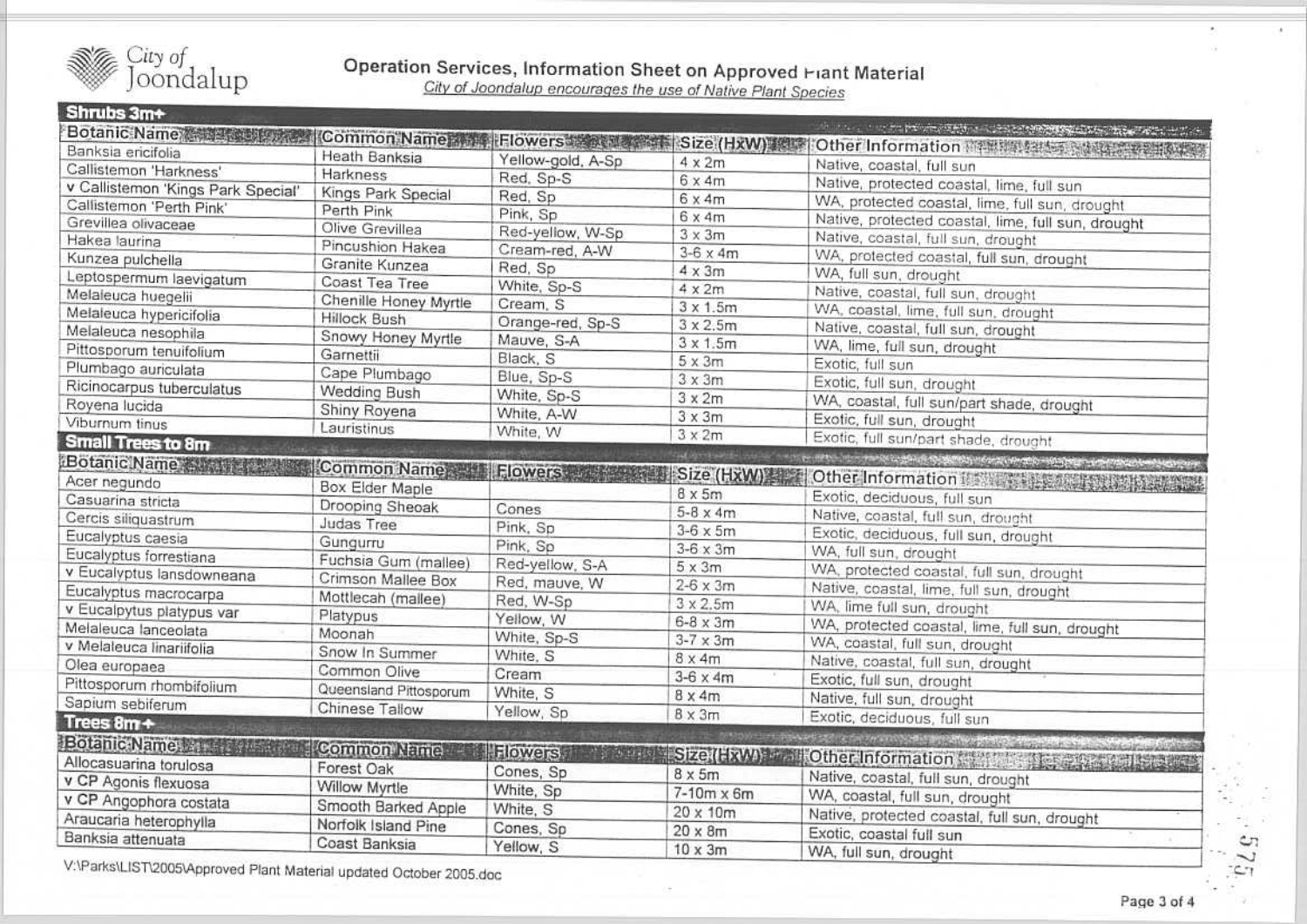City of Joondalup

# Operation Services, Information Sheet on Approved Plant Material

*City of Joondalup encourages the use of Native Plant Species*

## Shrubs 3m+

| Botanic Name | Common Name | Flowers | Size (HxW) | Other Information |
|---|---|---|---|---|
| Banksia ericifolia | Heath Banksia | Yellow-gold, A-Sp | 4 x 2m | Native, coastal, full sun |
| Callistemon 'Harkness' | Harkness | Red, Sp-S | 6 x 4m | Native, protected coastal, lime, full sun |
| v Callistemon 'Kings Park Special' | Kings Park Special | Red, Sp | 6 x 4m | WA, protected coastal, lime, full sun, drought |
| Callistemon 'Perth Pink' | Perth Pink | Pink, Sp | 6 x 4m | Native, protected coastal, lime, full sun, drought |
| Grevillea olivaceae | Olive Grevillea | Red-yellow, W-Sp | 3 x 3m | Native, coastal, full sun, drought |
| Hakea laurina | Pincushion Hakea | Cream-red, A-W | 3-6 x 4m | WA, protected coastal, full sun, drought |
| Kunzea pulchella | Granite Kunzea | Red, Sp | 4 x 3m | WA, full sun, drought |
| Leptospermum laevigatum | Coast Tea Tree | White, Sp-S | 4 x 2m | Native, coastal, full sun, drought |
| Melaleuca huegelii | Chenille Honey Myrtle | Cream, S | 3 x 1.5m | WA, coastal, lime, full sun, drought |
| Melaleuca hypericifolia | Hillock Bush | Orange-red, Sp-S | 3 x 2.5m | Native, coastal, full sun, drought |
| Melaleuca nesophila | Snowy Honey Myrtle | Mauve, S-A | 3 x 1.5m | WA, lime, full sun, drought |
| Pittosporum tenuifolium | Garnettii | Black, S | 5 x 3m | Exotic, full sun |
| Plumbago auriculata | Cape Plumbago | Blue, Sp-S | 3 x 3m | Exotic, full sun, drought |
| Ricinocarpus tuberculatus | Wedding Bush | White, Sp-S | 3 x 2m | WA, coastal, full sun/part shade, drought |
| Royena lucida | Shiny Royena | White, A-W | 3 x 3m | Exotic, full sun, drought |
| Viburnum tinus | Lauristinus | White, W | 3 x 2m | Exotic, full sun/part shade, drought |

## Small Trees to 8m

| Botanic Name | Common Name | Flowers | Size (HxW) | Other Information |
|---|---|---|---|---|
| Acer negundo | Box Elder Maple | | 8 x 5m | Exotic, deciduous, full sun |
| Casuarina stricta | Drooping Sheoak | Cones | 5-8 x 4m | Native, coastal, full sun, drought |
| Cercis siliquastrum | Judas Tree | Pink, Sp | 3-6 x 5m | Exotic, deciduous, full sun, drought |
| Eucalyptus caesia | Gungurru | Pink, Sp | 3-6 x 3m | WA, full sun, drought |
| Eucalyptus forrestiana | Fuchsia Gum (mallee) | Red-yellow, S-A | 5 x 3m | WA, protected coastal, full sun, drought |
| v Eucalyptus lansdowneana | Crimson Mallee Box | Red, mauve, W | 2-6 x 3m | Native, coastal, lime, full sun, drought |
| Eucalyptus macrocarpa | Mottlecah (mallee) | Red, W-Sp | 3 x 2.5m | WA, lime full sun, drought |
| v Eucalpytus platypus var | Platypus | Yellow, W | 6-8 x 3m | WA, protected coastal, lime, full sun, drought |
| Melaleuca lanceolata | Moonah | White, Sp-S | 3-7 x 3m | WA, coastal, full sun, drought |
| v Melaleuca linariifolia | Snow In Summer | White, S | 8 x 4m | Native, coastal, full sun, drought |
| Olea europaea | Common Olive | Cream | 3-6 x 4m | Exotic, full sun, drought |
| Pittosporum rhombifolium | Queensland Pittosporum | White, S | 8 x 4m | Native, full sun, drought |
| Sapium sebiferum | Chinese Tallow | Yellow, Sp | 8 x 3m | Exotic, deciduous, full sun |

## Trees 8m+

| Botanic Name | Common Name | Flowers | Size (HxW) | Other Information |
|---|---|---|---|---|
| Allocasuarina torulosa | Forest Oak | Cones, Sp | 8 x 5m | Native, coastal, full sun, drought |
| v CP Agonis flexuosa | Willow Myrtle | White, Sp | 7-10m x 6m | WA, coastal, full sun, drought |
| v CP Angophora costata | Smooth Barked Apple | White, S | 20 x 10m | Native, protected coastal, full sun, drought |
| Araucaria heterophylla | Norfolk Island Pine | Cones, Sp | 20 x 8m | Exotic, coastal full sun |
| Banksia attenuata | Coast Banksia | Yellow, S | 10 x 3m | WA, full sun, drought |

V:\Parks\LIST\2005\Approved Plant Material updated October 2005.doc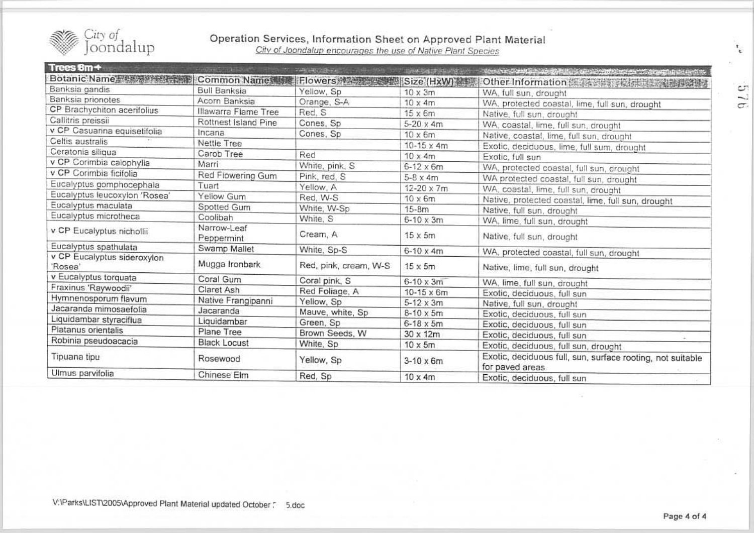# Operation Services, Information Sheet on Approved Plant Material

*City of Joondalup encourages the use of Native Plant Species*

## Trees 8m+

| Botanic Name | Common Name | Flowers | Size (HxW) | Other Information |
|---|---|---|---|---|
| Banksia gandis | Bull Banksia | Yellow, Sp | 10 x 3m | WA, full sun, drought |
| Banksia prionotes | Acorn Banksia | Orange, S-A | 10 x 4m | WA, protected coastal, lime, full sun, drought |
| CP Brachychiton acerifolius | Illawarra Flame Tree | Red, S | 15 x 6m | Native, full sun, drought |
| Callitris preissii | Rottnest Island Pine | Cones, Sp | 5-20 x 4m | WA, coastal, lime, full sun, drought |
| v CP Casuarina equisetifolia | Incana | Cones, Sp | 10 x 6m | Native, coastal, lime, full sun, drought |
| Celtis australis | Nettle Tree | | 10-15 x 4m | Exotic, deciduous, lime, full sum, drought |
| Ceratonia siliqua | Carob Tree | Red | 10 x 4m | Exotic, full sun |
| v CP Corimbia calophylla | Marri | White, pink, S | 6-12 x 6m | WA, protected coastal, full sun, drought |
| v CP Corimbia ficifolia | Red Flowering Gum | Pink, red, S | 5-8 x 4m | WA protected coastal, full sun, drought |
| Eucalyptus gomphocephala | Tuart | Yellow, A | 12-20 x 7m | WA, coastal, lime, full sun, drought |
| Eucalyptus leucoxylon 'Rosea' | Yellow Gum | Red, W-S | 10 x 6m | Native, protected coastal, lime, full sun, drought |
| Eucalyptus maculata | Spotted Gum | White, W-Sp | 15-8m | Native, full sun, drought |
| Eucalyptus microtheca | Coolibah | White, S | 6-10 x 3m | WA, lime, full sun, drought |
| v CP Eucalyptus nichollii | Narrow-Leaf Peppermint | Cream, A | 15 x 5m | Native, full sun, drought |
| Eucalyptus spathulata | Swamp Mallet | White, Sp-S | 6-10 x 4m | WA, protected coastal, full sun, drought |
| v CP Eucalyptus sideroxylon 'Rosea' | Mugga Ironbark | Red, pink, cream, W-S | 15 x 5m | Native, lime, full sun, drought |
| v Eucalyptus torquata | Coral Gum | Coral pink, S | 6-10 x 3m | WA, lime, full sun, drought |
| Fraxinus 'Raywoodii' | Claret Ash | Red Foliage, A | 10-15 x 6m | Exotic, deciduous, full sun |
| Hymnenosporum flavum | Native Frangipanni | Yellow, Sp | 5-12 x 3m | Native, full sun, drought |
| Jacaranda mimosaefolia | Jacaranda | Mauve, white, Sp | 8-10 x 5m | Exotic, deciduous, full sun |
| Liquidambar styraciflua | Liquidambar | Green, Sp | 6-18 x 5m | Exotic, deciduous, full sun |
| Platanus orientalis | Plane Tree | Brown Seeds, W | 30 x 12m | Exotic, deciduous, full sun |
| Robinia pseudoacacia | Black Locust | White, Sp | 10 x 5m | Exotic, deciduous, full sun, drought |
| Tipuana tipu | Rosewood | Yellow, Sp | 3-10 x 6m | Exotic, deciduous full, sun, surface rooting, not suitable for paved areas |
| Ulmus parvifolia | Chinese Elm | Red, Sp | 10 x 4m | Exotic, deciduous, full sun |

V:\Parks\LIST\2005\Approved Plant Material updated October 5.doc